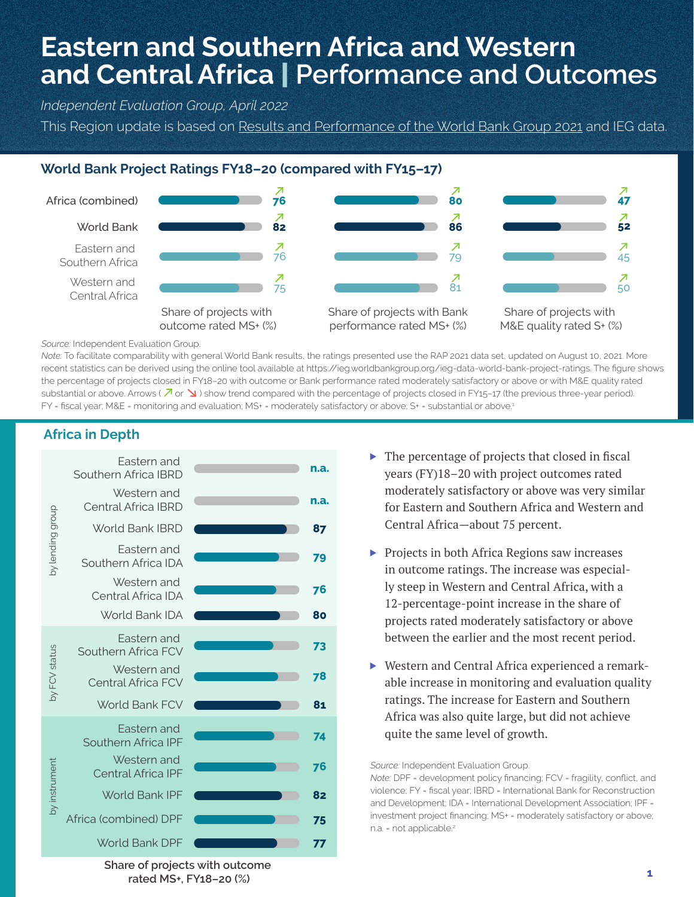# Eastern and Southern Africa and Western and Central Africa | Performance and Outcomes

*Independent Evaluation Group, April 2022*

This Region update is based on Results and Performance of the World Bank Group 2021 and IEG data.

## World Bank Project Ratings FY18–20 (compared with FY15–17)

| | Share of projects with outcome rated MS+ (%) | Share of projects with Bank performance rated MS+ (%) | Share of projects with M&E quality rated S+ (%) |
|---|---|---|---|
| Africa (combined) | ↗ 76 | ↗ 80 | ↗ 47 |
| World Bank | ↗ 82 | ↗ 86 | ↗ 52 |
| Eastern and Southern Africa | ↗ 76 | ↗ 79 | ↗ 45 |
| Western and Central Africa | ↗ 75 | ↗ 81 | ↗ 50 |

*Source:* Independent Evaluation Group.
*Note:* To facilitate comparability with general World Bank results, the ratings presented use the RAP 2021 data set, updated on August 10, 2021. More recent statistics can be derived using the online tool available at https://ieg.worldbankgroup.org/ieg-data-world-bank-project-ratings. The figure shows the percentage of projects closed in FY18–20 with outcome or Bank performance rated moderately satisfactory or above or with M&E quality rated substantial or above. Arrows (↗ or ↘) show trend compared with the percentage of projects closed in FY15–17 (the previous three-year period). FY = fiscal year; M&E = monitoring and evaluation; MS+ = moderately satisfactory or above; S+ = substantial or above.[1]

## Africa in Depth

| | | Share of projects with outcome rated MS+, FY18–20 (%) |
|---|---|---|
| by lending group | Eastern and Southern Africa IBRD | n.a. |
| | Western and Central Africa IBRD | n.a. |
| | World Bank IBRD | 87 |
| | Eastern and Southern Africa IDA | 79 |
| | Western and Central Africa IDA | 76 |
| | World Bank IDA | 80 |
| by FCV status | Eastern and Southern Africa FCV | 73 |
| | Western and Central Africa FCV | 78 |
| | World Bank FCV | 81 |
| by instrument | Eastern and Southern Africa IPF | 74 |
| | Western and Central Africa IPF | 76 |
| | World Bank IPF | 82 |
| | Africa (combined) DPF | 75 |
| | World Bank DPF | 77 |

- The percentage of projects that closed in fiscal years (FY)18–20 with project outcomes rated moderately satisfactory or above was very similar for Eastern and Southern Africa and Western and Central Africa—about 75 percent.
- Projects in both Africa Regions saw increases in outcome ratings. The increase was especially steep in Western and Central Africa, with a 12-percentage-point increase in the share of projects rated moderately satisfactory or above between the earlier and the most recent period.
- Western and Central Africa experienced a remarkable increase in monitoring and evaluation quality ratings. The increase for Eastern and Southern Africa was also quite large, but did not achieve quite the same level of growth.

*Source:* Independent Evaluation Group.
*Note:* DPF = development policy financing; FCV = fragility, conflict, and violence; FY = fiscal year; IBRD = International Bank for Reconstruction and Development; IDA = International Development Association; IPF = investment project financing; MS+ = moderately satisfactory or above; n.a. = not applicable.[2]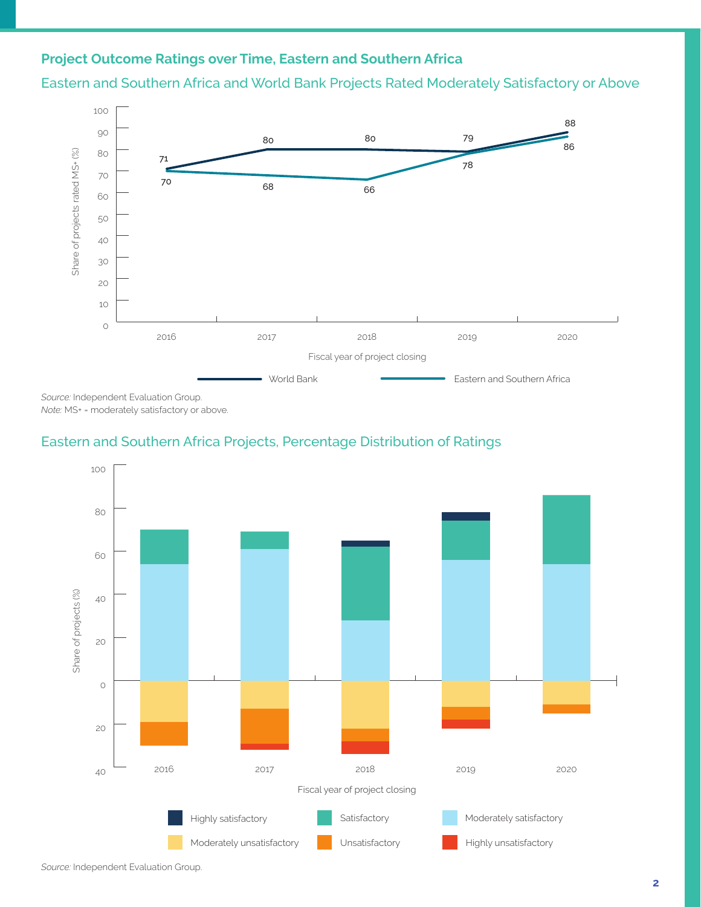## Project Outcome Ratings over Time, Eastern and Southern Africa

### Eastern and Southern Africa and World Bank Projects Rated Moderately Satisfactory or Above

| Fiscal year of project closing | World Bank | Eastern and Southern Africa |
|---|---|---|
| 2016 | 71 | 70 |
| 2017 | 80 | 68 |
| 2018 | 80 | 66 |
| 2019 | 79 | 78 |
| 2020 | 88 | 86 |

Share of projects rated MS+ (%)

*Source:* Independent Evaluation Group.
*Note:* MS+ = moderately satisfactory or above.

### Eastern and Southern Africa Projects, Percentage Distribution of Ratings

Share of projects (%) by fiscal year of project closing (2016–2020), showing Highly satisfactory, Satisfactory, Moderately satisfactory, Moderately unsatisfactory, Unsatisfactory, Highly unsatisfactory.

*Source:* Independent Evaluation Group.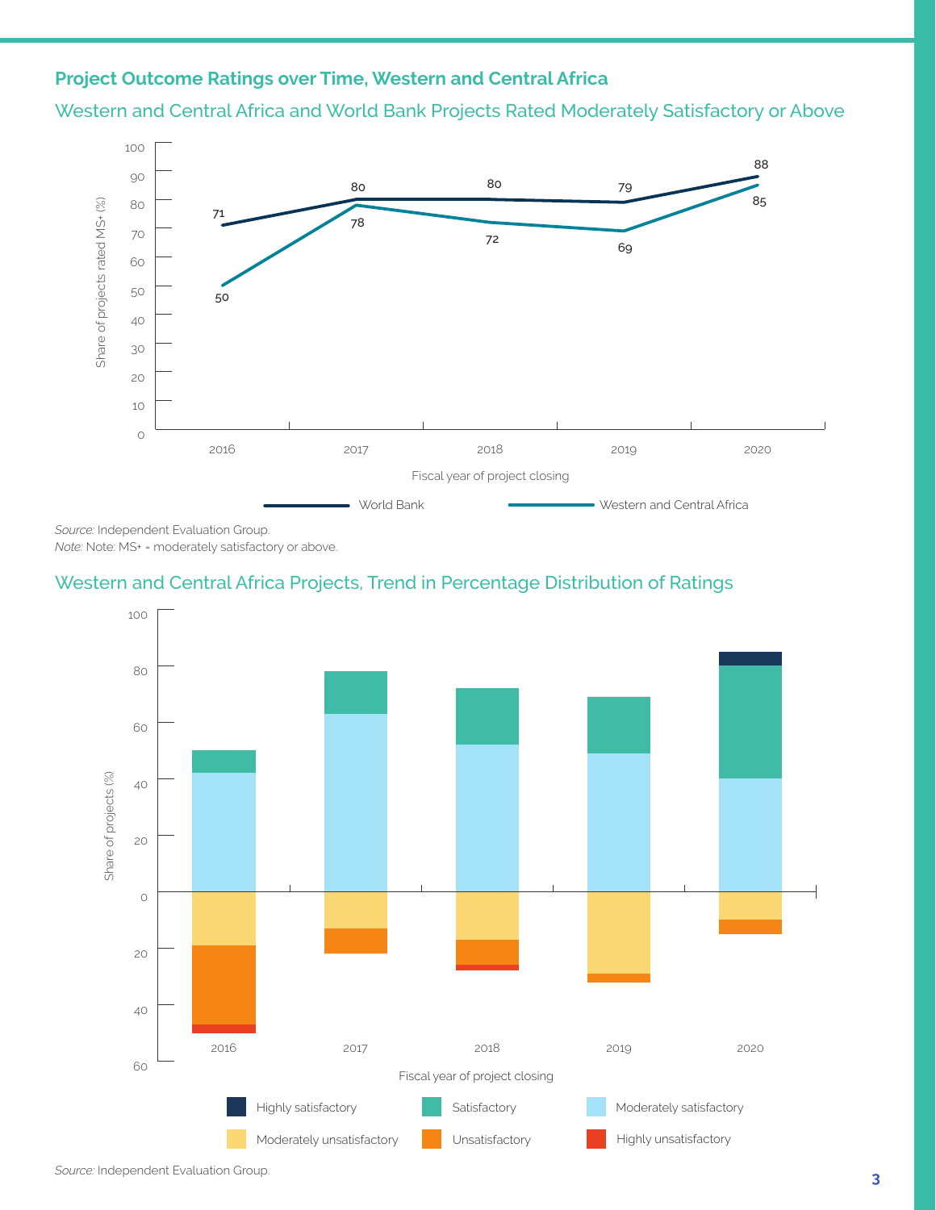### Project Outcome Ratings over Time, Western and Central Africa

## Western and Central Africa and World Bank Projects Rated Moderately Satisfactory or Above

| Fiscal year of project closing | World Bank | Western and Central Africa |
|---|---|---|
| 2016 | 71 | 50 |
| 2017 | 80 | 78 |
| 2018 | 80 | 72 |
| 2019 | 79 | 69 |
| 2020 | 88 | 85 |

*Source:* Independent Evaluation Group.
*Note:* Note: MS+ = moderately satisfactory or above.

## Western and Central Africa Projects, Trend in Percentage Distribution of Ratings

Share of projects (%) by fiscal year of project closing (2016–2020). Legend: Highly satisfactory; Satisfactory; Moderately satisfactory; Moderately unsatisfactory; Unsatisfactory; Highly unsatisfactory.

*Source:* Independent Evaluation Group.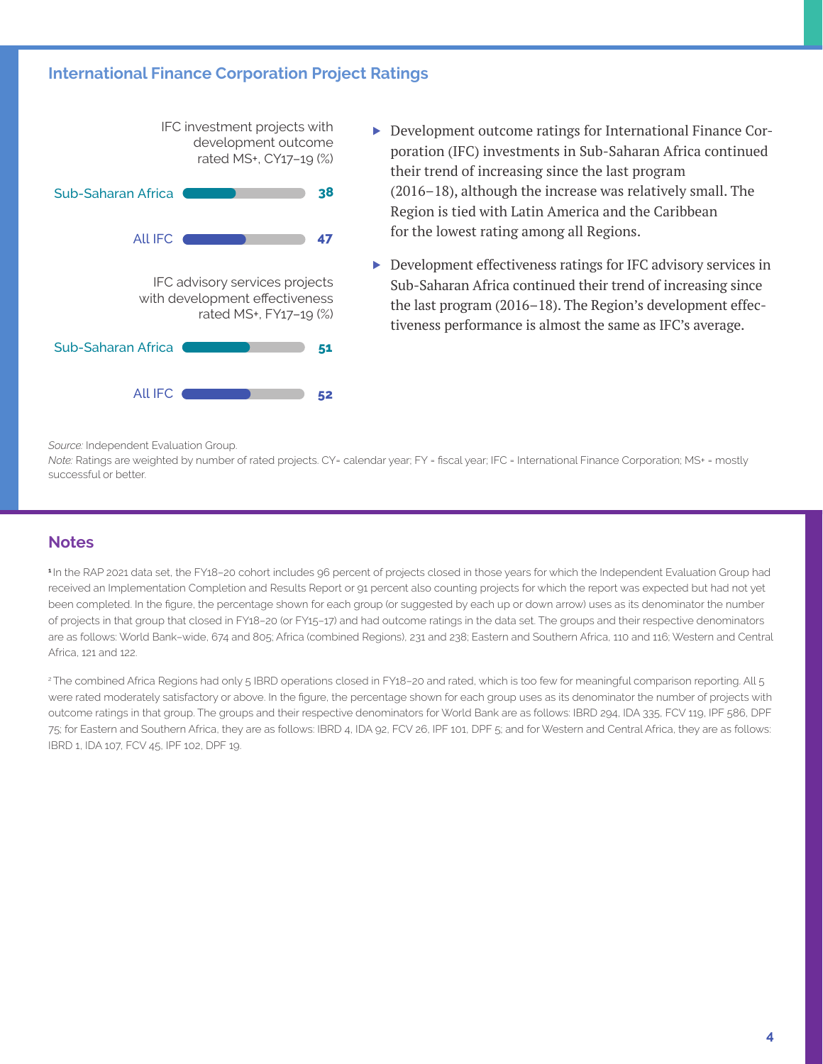## International Finance Corporation Project Ratings

IFC investment projects with development outcome rated MS+, CY17–19 (%)

Sub-Saharan Africa 38

All IFC 47

IFC advisory services projects with development effectiveness rated MS+, FY17–19 (%)

Sub-Saharan Africa 51

All IFC 52

- Development outcome ratings for International Finance Corporation (IFC) investments in Sub-Saharan Africa continued their trend of increasing since the last program (2016–18), although the increase was relatively small. The Region is tied with Latin America and the Caribbean for the lowest rating among all Regions.
- Development effectiveness ratings for IFC advisory services in Sub-Saharan Africa continued their trend of increasing since the last program (2016–18). The Region's development effectiveness performance is almost the same as IFC's average.

*Source:* Independent Evaluation Group.

*Note:* Ratings are weighted by number of rated projects. CY= calendar year; FY = fiscal year; IFC = International Finance Corporation; MS+ = mostly successful or better.

## Notes

[1] In the RAP 2021 data set, the FY18–20 cohort includes 96 percent of projects closed in those years for which the Independent Evaluation Group had received an Implementation Completion and Results Report or 91 percent also counting projects for which the report was expected but had not yet been completed. In the figure, the percentage shown for each group (or suggested by each up or down arrow) uses as its denominator the number of projects in that group that closed in FY18–20 (or FY15–17) and had outcome ratings in the data set. The groups and their respective denominators are as follows: World Bank–wide, 674 and 805; Africa (combined Regions), 231 and 238; Eastern and Southern Africa, 110 and 116; Western and Central Africa, 121 and 122.

[2] The combined Africa Regions had only 5 IBRD operations closed in FY18–20 and rated, which is too few for meaningful comparison reporting. All 5 were rated moderately satisfactory or above. In the figure, the percentage shown for each group uses as its denominator the number of projects with outcome ratings in that group. The groups and their respective denominators for World Bank are as follows: IBRD 294, IDA 335, FCV 119, IPF 586, DPF 75; for Eastern and Southern Africa, they are as follows: IBRD 4, IDA 92, FCV 26, IPF 101, DPF 5; and for Western and Central Africa, they are as follows: IBRD 1, IDA 107, FCV 45, IPF 102, DPF 19.